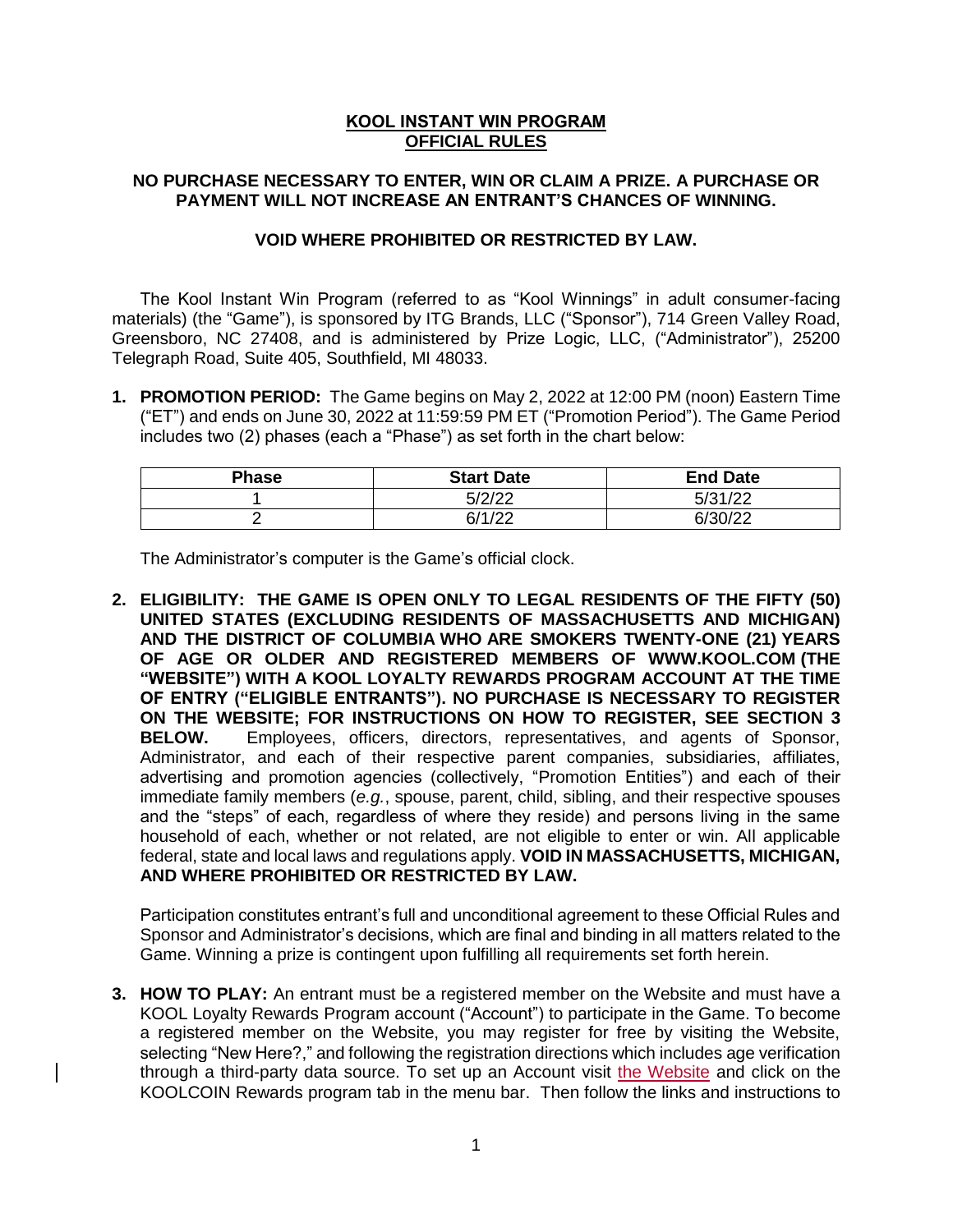# KOOL INSTANT WIN PROGRAM
# OFFICIAL RULES

**NO PURCHASE NECESSARY TO ENTER, WIN OR CLAIM A PRIZE. A PURCHASE OR PAYMENT WILL NOT INCREASE AN ENTRANT'S CHANCES OF WINNING.**

**VOID WHERE PROHIBITED OR RESTRICTED BY LAW.**

The Kool Instant Win Program (referred to as "Kool Winnings" in adult consumer-facing materials) (the "Game"), is sponsored by ITG Brands, LLC ("Sponsor"), 714 Green Valley Road, Greensboro, NC 27408, and is administered by Prize Logic, LLC, ("Administrator"), 25200 Telegraph Road, Suite 405, Southfield, MI 48033.

1. **PROMOTION PERIOD:** The Game begins on May 2, 2022 at 12:00 PM (noon) Eastern Time ("ET") and ends on June 30, 2022 at 11:59:59 PM ET ("Promotion Period"). The Game Period includes two (2) phases (each a "Phase") as set forth in the chart below:

| Phase | Start Date | End Date |
|---|---|---|
| 1 | 5/2/22 | 5/31/22 |
| 2 | 6/1/22 | 6/30/22 |

The Administrator's computer is the Game's official clock.

2. **ELIGIBILITY: THE GAME IS OPEN ONLY TO LEGAL RESIDENTS OF THE FIFTY (50) UNITED STATES (EXCLUDING RESIDENTS OF MASSACHUSETTS AND MICHIGAN) AND THE DISTRICT OF COLUMBIA WHO ARE SMOKERS TWENTY-ONE (21) YEARS OF AGE OR OLDER AND REGISTERED MEMBERS OF WWW.KOOL.COM (THE "WEBSITE") WITH A KOOL LOYALTY REWARDS PROGRAM ACCOUNT AT THE TIME OF ENTRY ("ELIGIBLE ENTRANTS"). NO PURCHASE IS NECESSARY TO REGISTER ON THE WEBSITE; FOR INSTRUCTIONS ON HOW TO REGISTER, SEE SECTION 3 BELOW.** Employees, officers, directors, representatives, and agents of Sponsor, Administrator, and each of their respective parent companies, subsidiaries, affiliates, advertising and promotion agencies (collectively, "Promotion Entities") and each of their immediate family members (*e.g.*, spouse, parent, child, sibling, and their respective spouses and the "steps" of each, regardless of where they reside) and persons living in the same household of each, whether or not related, are not eligible to enter or win. All applicable federal, state and local laws and regulations apply. **VOID IN MASSACHUSETTS, MICHIGAN, AND WHERE PROHIBITED OR RESTRICTED BY LAW.**

   Participation constitutes entrant's full and unconditional agreement to these Official Rules and Sponsor and Administrator's decisions, which are final and binding in all matters related to the Game. Winning a prize is contingent upon fulfilling all requirements set forth herein.

3. **HOW TO PLAY:** An entrant must be a registered member on the Website and must have a KOOL Loyalty Rewards Program account ("Account") to participate in the Game. To become a registered member on the Website, you may register for free by visiting the Website, selecting "New Here?," and following the registration directions which includes age verification through a third-party data source. To set up an Account visit the Website and click on the KOOLCOIN Rewards program tab in the menu bar. Then follow the links and instructions to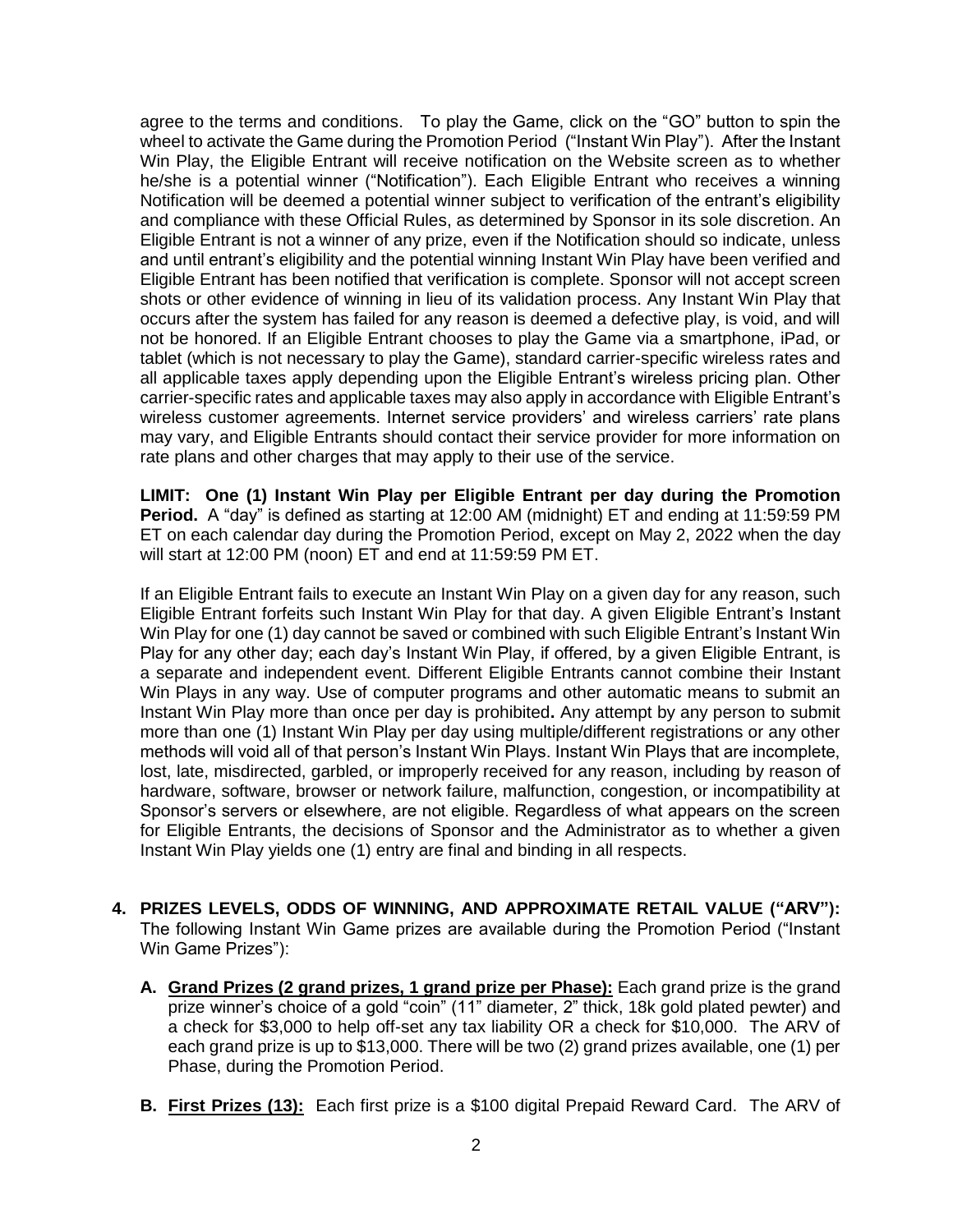agree to the terms and conditions. To play the Game, click on the "GO" button to spin the wheel to activate the Game during the Promotion Period ("Instant Win Play"). After the Instant Win Play, the Eligible Entrant will receive notification on the Website screen as to whether he/she is a potential winner ("Notification"). Each Eligible Entrant who receives a winning Notification will be deemed a potential winner subject to verification of the entrant's eligibility and compliance with these Official Rules, as determined by Sponsor in its sole discretion. An Eligible Entrant is not a winner of any prize, even if the Notification should so indicate, unless and until entrant's eligibility and the potential winning Instant Win Play have been verified and Eligible Entrant has been notified that verification is complete. Sponsor will not accept screen shots or other evidence of winning in lieu of its validation process. Any Instant Win Play that occurs after the system has failed for any reason is deemed a defective play, is void, and will not be honored. If an Eligible Entrant chooses to play the Game via a smartphone, iPad, or tablet (which is not necessary to play the Game), standard carrier-specific wireless rates and all applicable taxes apply depending upon the Eligible Entrant's wireless pricing plan. Other carrier-specific rates and applicable taxes may also apply in accordance with Eligible Entrant's wireless customer agreements. Internet service providers' and wireless carriers' rate plans may vary, and Eligible Entrants should contact their service provider for more information on rate plans and other charges that may apply to their use of the service.

**LIMIT: One (1) Instant Win Play per Eligible Entrant per day during the Promotion Period.** A "day" is defined as starting at 12:00 AM (midnight) ET and ending at 11:59:59 PM ET on each calendar day during the Promotion Period, except on May 2, 2022 when the day will start at 12:00 PM (noon) ET and end at 11:59:59 PM ET.

If an Eligible Entrant fails to execute an Instant Win Play on a given day for any reason, such Eligible Entrant forfeits such Instant Win Play for that day. A given Eligible Entrant's Instant Win Play for one (1) day cannot be saved or combined with such Eligible Entrant's Instant Win Play for any other day; each day's Instant Win Play, if offered, by a given Eligible Entrant, is a separate and independent event. Different Eligible Entrants cannot combine their Instant Win Plays in any way. Use of computer programs and other automatic means to submit an Instant Win Play more than once per day is prohibited**.** Any attempt by any person to submit more than one (1) Instant Win Play per day using multiple/different registrations or any other methods will void all of that person's Instant Win Plays. Instant Win Plays that are incomplete, lost, late, misdirected, garbled, or improperly received for any reason, including by reason of hardware, software, browser or network failure, malfunction, congestion, or incompatibility at Sponsor's servers or elsewhere, are not eligible. Regardless of what appears on the screen for Eligible Entrants, the decisions of Sponsor and the Administrator as to whether a given Instant Win Play yields one (1) entry are final and binding in all respects.

**4. PRIZES LEVELS, ODDS OF WINNING, AND APPROXIMATE RETAIL VALUE ("ARV"):** The following Instant Win Game prizes are available during the Promotion Period ("Instant Win Game Prizes"):

- **A. Grand Prizes (2 grand prizes, 1 grand prize per Phase):** Each grand prize is the grand prize winner's choice of a gold "coin" (11" diameter, 2" thick, 18k gold plated pewter) and a check for $3,000 to help off-set any tax liability OR a check for $10,000. The ARV of each grand prize is up to $13,000. There will be two (2) grand prizes available, one (1) per Phase, during the Promotion Period.

- **B. First Prizes (13):** Each first prize is a $100 digital Prepaid Reward Card. The ARV of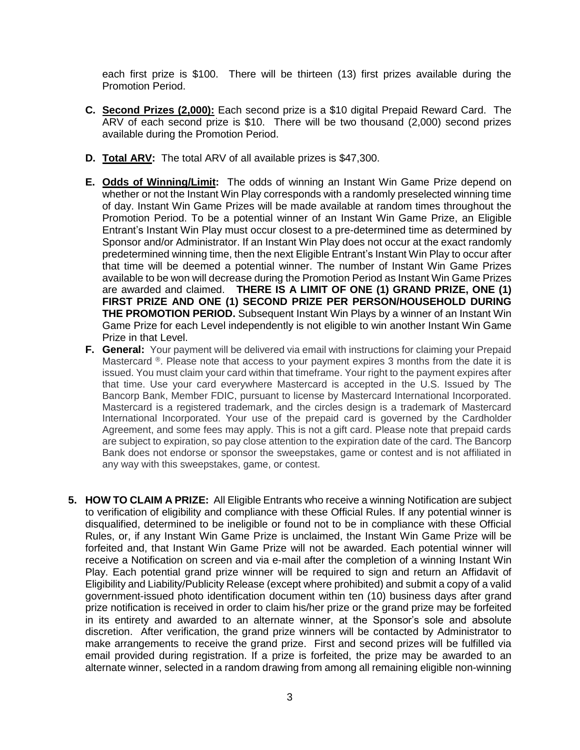each first prize is $100. There will be thirteen (13) first prizes available during the Promotion Period.

- **C. Second Prizes (2,000):** Each second prize is a $10 digital Prepaid Reward Card. The ARV of each second prize is $10. There will be two thousand (2,000) second prizes available during the Promotion Period.

- **D. Total ARV:** The total ARV of all available prizes is $47,300.

- **E. Odds of Winning/Limit:** The odds of winning an Instant Win Game Prize depend on whether or not the Instant Win Play corresponds with a randomly preselected winning time of day. Instant Win Game Prizes will be made available at random times throughout the Promotion Period. To be a potential winner of an Instant Win Game Prize, an Eligible Entrant's Instant Win Play must occur closest to a pre-determined time as determined by Sponsor and/or Administrator. If an Instant Win Play does not occur at the exact randomly predetermined winning time, then the next Eligible Entrant's Instant Win Play to occur after that time will be deemed a potential winner. The number of Instant Win Game Prizes available to be won will decrease during the Promotion Period as Instant Win Game Prizes are awarded and claimed. **THERE IS A LIMIT OF ONE (1) GRAND PRIZE, ONE (1) FIRST PRIZE AND ONE (1) SECOND PRIZE PER PERSON/HOUSEHOLD DURING THE PROMOTION PERIOD.** Subsequent Instant Win Plays by a winner of an Instant Win Game Prize for each Level independently is not eligible to win another Instant Win Game Prize in that Level.

- **F. General:** Your payment will be delivered via email with instructions for claiming your Prepaid Mastercard ®. Please note that access to your payment expires 3 months from the date it is issued. You must claim your card within that timeframe. Your right to the payment expires after that time. Use your card everywhere Mastercard is accepted in the U.S. Issued by The Bancorp Bank, Member FDIC, pursuant to license by Mastercard International Incorporated. Mastercard is a registered trademark, and the circles design is a trademark of Mastercard International Incorporated. Your use of the prepaid card is governed by the Cardholder Agreement, and some fees may apply. This is not a gift card. Please note that prepaid cards are subject to expiration, so pay close attention to the expiration date of the card. The Bancorp Bank does not endorse or sponsor the sweepstakes, game or contest and is not affiliated in any way with this sweepstakes, game, or contest.

**5. HOW TO CLAIM A PRIZE:** All Eligible Entrants who receive a winning Notification are subject to verification of eligibility and compliance with these Official Rules. If any potential winner is disqualified, determined to be ineligible or found not to be in compliance with these Official Rules, or, if any Instant Win Game Prize is unclaimed, the Instant Win Game Prize will be forfeited and, that Instant Win Game Prize will not be awarded. Each potential winner will receive a Notification on screen and via e-mail after the completion of a winning Instant Win Play. Each potential grand prize winner will be required to sign and return an Affidavit of Eligibility and Liability/Publicity Release (except where prohibited) and submit a copy of a valid government-issued photo identification document within ten (10) business days after grand prize notification is received in order to claim his/her prize or the grand prize may be forfeited in its entirety and awarded to an alternate winner, at the Sponsor's sole and absolute discretion. After verification, the grand prize winners will be contacted by Administrator to make arrangements to receive the grand prize. First and second prizes will be fulfilled via email provided during registration. If a prize is forfeited, the prize may be awarded to an alternate winner, selected in a random drawing from among all remaining eligible non-winning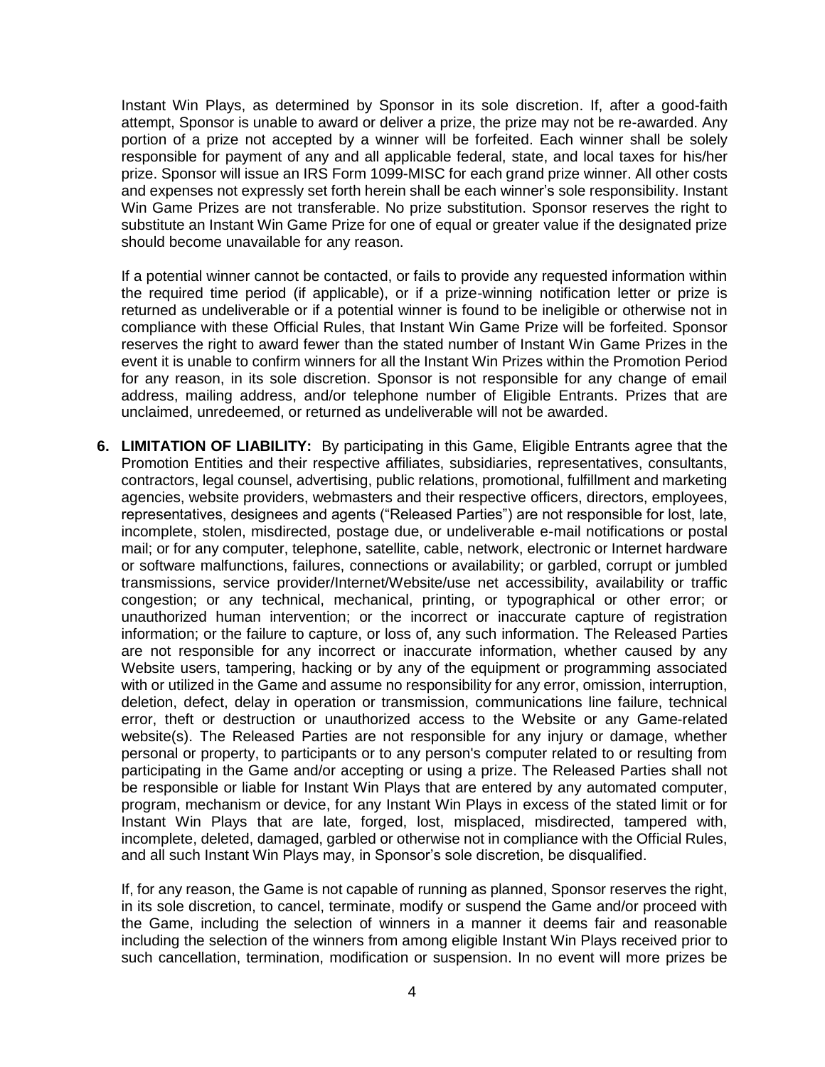Instant Win Plays, as determined by Sponsor in its sole discretion. If, after a good-faith attempt, Sponsor is unable to award or deliver a prize, the prize may not be re-awarded. Any portion of a prize not accepted by a winner will be forfeited. Each winner shall be solely responsible for payment of any and all applicable federal, state, and local taxes for his/her prize. Sponsor will issue an IRS Form 1099-MISC for each grand prize winner. All other costs and expenses not expressly set forth herein shall be each winner's sole responsibility. Instant Win Game Prizes are not transferable. No prize substitution. Sponsor reserves the right to substitute an Instant Win Game Prize for one of equal or greater value if the designated prize should become unavailable for any reason.

If a potential winner cannot be contacted, or fails to provide any requested information within the required time period (if applicable), or if a prize-winning notification letter or prize is returned as undeliverable or if a potential winner is found to be ineligible or otherwise not in compliance with these Official Rules, that Instant Win Game Prize will be forfeited. Sponsor reserves the right to award fewer than the stated number of Instant Win Game Prizes in the event it is unable to confirm winners for all the Instant Win Prizes within the Promotion Period for any reason, in its sole discretion. Sponsor is not responsible for any change of email address, mailing address, and/or telephone number of Eligible Entrants. Prizes that are unclaimed, unredeemed, or returned as undeliverable will not be awarded.

6. **LIMITATION OF LIABILITY:** By participating in this Game, Eligible Entrants agree that the Promotion Entities and their respective affiliates, subsidiaries, representatives, consultants, contractors, legal counsel, advertising, public relations, promotional, fulfillment and marketing agencies, website providers, webmasters and their respective officers, directors, employees, representatives, designees and agents ("Released Parties") are not responsible for lost, late, incomplete, stolen, misdirected, postage due, or undeliverable e-mail notifications or postal mail; or for any computer, telephone, satellite, cable, network, electronic or Internet hardware or software malfunctions, failures, connections or availability; or garbled, corrupt or jumbled transmissions, service provider/Internet/Website/use net accessibility, availability or traffic congestion; or any technical, mechanical, printing, or typographical or other error; or unauthorized human intervention; or the incorrect or inaccurate capture of registration information; or the failure to capture, or loss of, any such information. The Released Parties are not responsible for any incorrect or inaccurate information, whether caused by any Website users, tampering, hacking or by any of the equipment or programming associated with or utilized in the Game and assume no responsibility for any error, omission, interruption, deletion, defect, delay in operation or transmission, communications line failure, technical error, theft or destruction or unauthorized access to the Website or any Game-related website(s). The Released Parties are not responsible for any injury or damage, whether personal or property, to participants or to any person's computer related to or resulting from participating in the Game and/or accepting or using a prize. The Released Parties shall not be responsible or liable for Instant Win Plays that are entered by any automated computer, program, mechanism or device, for any Instant Win Plays in excess of the stated limit or for Instant Win Plays that are late, forged, lost, misplaced, misdirected, tampered with, incomplete, deleted, damaged, garbled or otherwise not in compliance with the Official Rules, and all such Instant Win Plays may, in Sponsor's sole discretion, be disqualified.

   If, for any reason, the Game is not capable of running as planned, Sponsor reserves the right, in its sole discretion, to cancel, terminate, modify or suspend the Game and/or proceed with the Game, including the selection of winners in a manner it deems fair and reasonable including the selection of the winners from among eligible Instant Win Plays received prior to such cancellation, termination, modification or suspension. In no event will more prizes be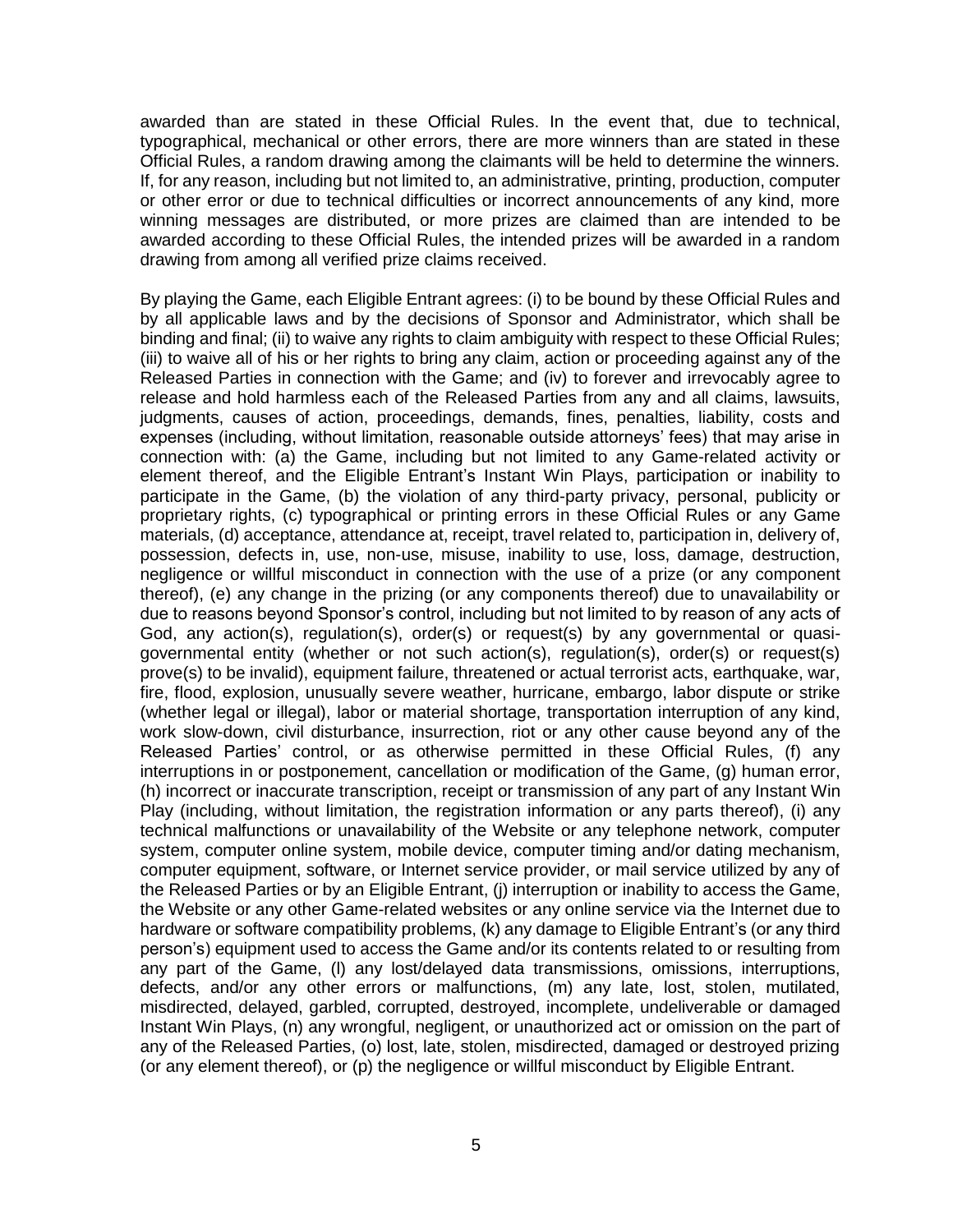awarded than are stated in these Official Rules. In the event that, due to technical, typographical, mechanical or other errors, there are more winners than are stated in these Official Rules, a random drawing among the claimants will be held to determine the winners. If, for any reason, including but not limited to, an administrative, printing, production, computer or other error or due to technical difficulties or incorrect announcements of any kind, more winning messages are distributed, or more prizes are claimed than are intended to be awarded according to these Official Rules, the intended prizes will be awarded in a random drawing from among all verified prize claims received.

By playing the Game, each Eligible Entrant agrees: (i) to be bound by these Official Rules and by all applicable laws and by the decisions of Sponsor and Administrator, which shall be binding and final; (ii) to waive any rights to claim ambiguity with respect to these Official Rules; (iii) to waive all of his or her rights to bring any claim, action or proceeding against any of the Released Parties in connection with the Game; and (iv) to forever and irrevocably agree to release and hold harmless each of the Released Parties from any and all claims, lawsuits, judgments, causes of action, proceedings, demands, fines, penalties, liability, costs and expenses (including, without limitation, reasonable outside attorneys' fees) that may arise in connection with: (a) the Game, including but not limited to any Game-related activity or element thereof, and the Eligible Entrant's Instant Win Plays, participation or inability to participate in the Game, (b) the violation of any third-party privacy, personal, publicity or proprietary rights, (c) typographical or printing errors in these Official Rules or any Game materials, (d) acceptance, attendance at, receipt, travel related to, participation in, delivery of, possession, defects in, use, non-use, misuse, inability to use, loss, damage, destruction, negligence or willful misconduct in connection with the use of a prize (or any component thereof), (e) any change in the prizing (or any components thereof) due to unavailability or due to reasons beyond Sponsor's control, including but not limited to by reason of any acts of God, any action(s), regulation(s), order(s) or request(s) by any governmental or quasi-governmental entity (whether or not such action(s), regulation(s), order(s) or request(s) prove(s) to be invalid), equipment failure, threatened or actual terrorist acts, earthquake, war, fire, flood, explosion, unusually severe weather, hurricane, embargo, labor dispute or strike (whether legal or illegal), labor or material shortage, transportation interruption of any kind, work slow-down, civil disturbance, insurrection, riot or any other cause beyond any of the Released Parties' control, or as otherwise permitted in these Official Rules, (f) any interruptions in or postponement, cancellation or modification of the Game, (g) human error, (h) incorrect or inaccurate transcription, receipt or transmission of any part of any Instant Win Play (including, without limitation, the registration information or any parts thereof), (i) any technical malfunctions or unavailability of the Website or any telephone network, computer system, computer online system, mobile device, computer timing and/or dating mechanism, computer equipment, software, or Internet service provider, or mail service utilized by any of the Released Parties or by an Eligible Entrant, (j) interruption or inability to access the Game, the Website or any other Game-related websites or any online service via the Internet due to hardware or software compatibility problems, (k) any damage to Eligible Entrant's (or any third person's) equipment used to access the Game and/or its contents related to or resulting from any part of the Game, (l) any lost/delayed data transmissions, omissions, interruptions, defects, and/or any other errors or malfunctions, (m) any late, lost, stolen, mutilated, misdirected, delayed, garbled, corrupted, destroyed, incomplete, undeliverable or damaged Instant Win Plays, (n) any wrongful, negligent, or unauthorized act or omission on the part of any of the Released Parties, (o) lost, late, stolen, misdirected, damaged or destroyed prizing (or any element thereof), or (p) the negligence or willful misconduct by Eligible Entrant.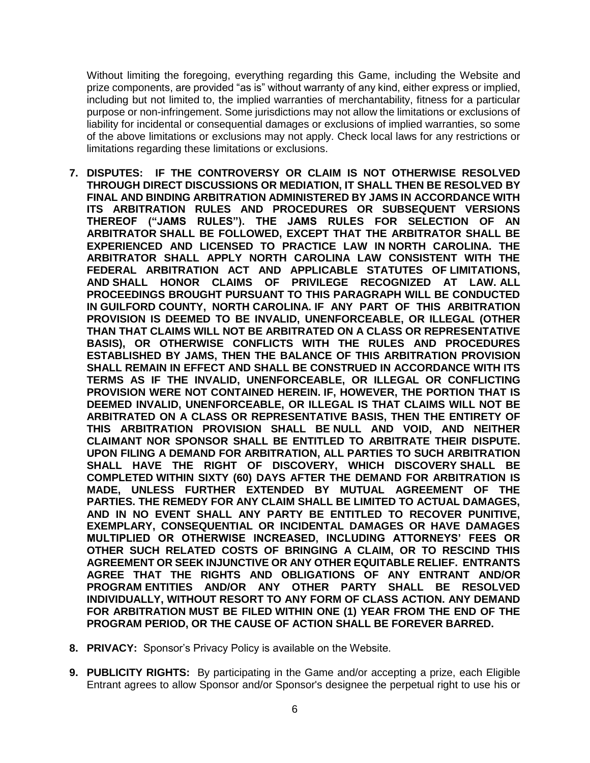Without limiting the foregoing, everything regarding this Game, including the Website and prize components, are provided "as is" without warranty of any kind, either express or implied, including but not limited to, the implied warranties of merchantability, fitness for a particular purpose or non-infringement. Some jurisdictions may not allow the limitations or exclusions of liability for incidental or consequential damages or exclusions of implied warranties, so some of the above limitations or exclusions may not apply. Check local laws for any restrictions or limitations regarding these limitations or exclusions.

7. **DISPUTES: IF THE CONTROVERSY OR CLAIM IS NOT OTHERWISE RESOLVED THROUGH DIRECT DISCUSSIONS OR MEDIATION, IT SHALL THEN BE RESOLVED BY FINAL AND BINDING ARBITRATION ADMINISTERED BY JAMS IN ACCORDANCE WITH ITS ARBITRATION RULES AND PROCEDURES OR SUBSEQUENT VERSIONS THEREOF ("JAMS RULES"). THE JAMS RULES FOR SELECTION OF AN ARBITRATOR SHALL BE FOLLOWED, EXCEPT THAT THE ARBITRATOR SHALL BE EXPERIENCED AND LICENSED TO PRACTICE LAW IN NORTH CAROLINA. THE ARBITRATOR SHALL APPLY NORTH CAROLINA LAW CONSISTENT WITH THE FEDERAL ARBITRATION ACT AND APPLICABLE STATUTES OF LIMITATIONS, AND SHALL HONOR CLAIMS OF PRIVILEGE RECOGNIZED AT LAW. ALL PROCEEDINGS BROUGHT PURSUANT TO THIS PARAGRAPH WILL BE CONDUCTED IN GUILFORD COUNTY, NORTH CAROLINA. IF ANY PART OF THIS ARBITRATION PROVISION IS DEEMED TO BE INVALID, UNENFORCEABLE, OR ILLEGAL (OTHER THAN THAT CLAIMS WILL NOT BE ARBITRATED ON A CLASS OR REPRESENTATIVE BASIS), OR OTHERWISE CONFLICTS WITH THE RULES AND PROCEDURES ESTABLISHED BY JAMS, THEN THE BALANCE OF THIS ARBITRATION PROVISION SHALL REMAIN IN EFFECT AND SHALL BE CONSTRUED IN ACCORDANCE WITH ITS TERMS AS IF THE INVALID, UNENFORCEABLE, OR ILLEGAL OR CONFLICTING PROVISION WERE NOT CONTAINED HEREIN. IF, HOWEVER, THE PORTION THAT IS DEEMED INVALID, UNENFORCEABLE, OR ILLEGAL IS THAT CLAIMS WILL NOT BE ARBITRATED ON A CLASS OR REPRESENTATIVE BASIS, THEN THE ENTIRETY OF THIS ARBITRATION PROVISION SHALL BE NULL AND VOID, AND NEITHER CLAIMANT NOR SPONSOR SHALL BE ENTITLED TO ARBITRATE THEIR DISPUTE. UPON FILING A DEMAND FOR ARBITRATION, ALL PARTIES TO SUCH ARBITRATION SHALL HAVE THE RIGHT OF DISCOVERY, WHICH DISCOVERY SHALL BE COMPLETED WITHIN SIXTY (60) DAYS AFTER THE DEMAND FOR ARBITRATION IS MADE, UNLESS FURTHER EXTENDED BY MUTUAL AGREEMENT OF THE PARTIES. THE REMEDY FOR ANY CLAIM SHALL BE LIMITED TO ACTUAL DAMAGES, AND IN NO EVENT SHALL ANY PARTY BE ENTITLED TO RECOVER PUNITIVE, EXEMPLARY, CONSEQUENTIAL OR INCIDENTAL DAMAGES OR HAVE DAMAGES MULTIPLIED OR OTHERWISE INCREASED, INCLUDING ATTORNEYS' FEES OR OTHER SUCH RELATED COSTS OF BRINGING A CLAIM, OR TO RESCIND THIS AGREEMENT OR SEEK INJUNCTIVE OR ANY OTHER EQUITABLE RELIEF. ENTRANTS AGREE THAT THE RIGHTS AND OBLIGATIONS OF ANY ENTRANT AND/OR PROGRAM ENTITIES AND/OR ANY OTHER PARTY SHALL BE RESOLVED INDIVIDUALLY, WITHOUT RESORT TO ANY FORM OF CLASS ACTION. ANY DEMAND FOR ARBITRATION MUST BE FILED WITHIN ONE (1) YEAR FROM THE END OF THE PROGRAM PERIOD, OR THE CAUSE OF ACTION SHALL BE FOREVER BARRED.**

8. **PRIVACY:** Sponsor's Privacy Policy is available on the Website.

9. **PUBLICITY RIGHTS:** By participating in the Game and/or accepting a prize, each Eligible Entrant agrees to allow Sponsor and/or Sponsor's designee the perpetual right to use his or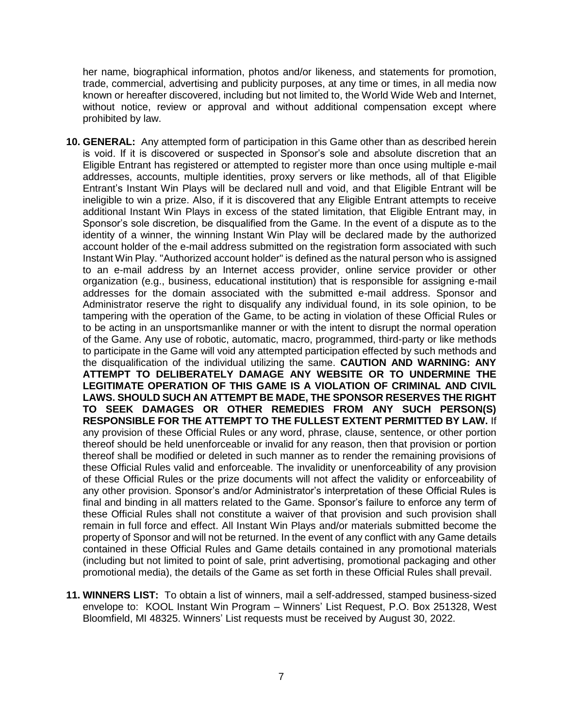her name, biographical information, photos and/or likeness, and statements for promotion, trade, commercial, advertising and publicity purposes, at any time or times, in all media now known or hereafter discovered, including but not limited to, the World Wide Web and Internet, without notice, review or approval and without additional compensation except where prohibited by law.

10. **GENERAL:** Any attempted form of participation in this Game other than as described herein is void. If it is discovered or suspected in Sponsor's sole and absolute discretion that an Eligible Entrant has registered or attempted to register more than once using multiple e-mail addresses, accounts, multiple identities, proxy servers or like methods, all of that Eligible Entrant's Instant Win Plays will be declared null and void, and that Eligible Entrant will be ineligible to win a prize. Also, if it is discovered that any Eligible Entrant attempts to receive additional Instant Win Plays in excess of the stated limitation, that Eligible Entrant may, in Sponsor's sole discretion, be disqualified from the Game. In the event of a dispute as to the identity of a winner, the winning Instant Win Play will be declared made by the authorized account holder of the e-mail address submitted on the registration form associated with such Instant Win Play. "Authorized account holder" is defined as the natural person who is assigned to an e-mail address by an Internet access provider, online service provider or other organization (e.g., business, educational institution) that is responsible for assigning e-mail addresses for the domain associated with the submitted e-mail address. Sponsor and Administrator reserve the right to disqualify any individual found, in its sole opinion, to be tampering with the operation of the Game, to be acting in violation of these Official Rules or to be acting in an unsportsmanlike manner or with the intent to disrupt the normal operation of the Game. Any use of robotic, automatic, macro, programmed, third-party or like methods to participate in the Game will void any attempted participation effected by such methods and the disqualification of the individual utilizing the same. **CAUTION AND WARNING: ANY ATTEMPT TO DELIBERATELY DAMAGE ANY WEBSITE OR TO UNDERMINE THE LEGITIMATE OPERATION OF THIS GAME IS A VIOLATION OF CRIMINAL AND CIVIL LAWS. SHOULD SUCH AN ATTEMPT BE MADE, THE SPONSOR RESERVES THE RIGHT TO SEEK DAMAGES OR OTHER REMEDIES FROM ANY SUCH PERSON(S) RESPONSIBLE FOR THE ATTEMPT TO THE FULLEST EXTENT PERMITTED BY LAW.** If any provision of these Official Rules or any word, phrase, clause, sentence, or other portion thereof should be held unenforceable or invalid for any reason, then that provision or portion thereof shall be modified or deleted in such manner as to render the remaining provisions of these Official Rules valid and enforceable. The invalidity or unenforceability of any provision of these Official Rules or the prize documents will not affect the validity or enforceability of any other provision. Sponsor's and/or Administrator's interpretation of these Official Rules is final and binding in all matters related to the Game. Sponsor's failure to enforce any term of these Official Rules shall not constitute a waiver of that provision and such provision shall remain in full force and effect. All Instant Win Plays and/or materials submitted become the property of Sponsor and will not be returned. In the event of any conflict with any Game details contained in these Official Rules and Game details contained in any promotional materials (including but not limited to point of sale, print advertising, promotional packaging and other promotional media), the details of the Game as set forth in these Official Rules shall prevail.

11. **WINNERS LIST:** To obtain a list of winners, mail a self-addressed, stamped business-sized envelope to: KOOL Instant Win Program – Winners' List Request, P.O. Box 251328, West Bloomfield, MI 48325. Winners' List requests must be received by August 30, 2022.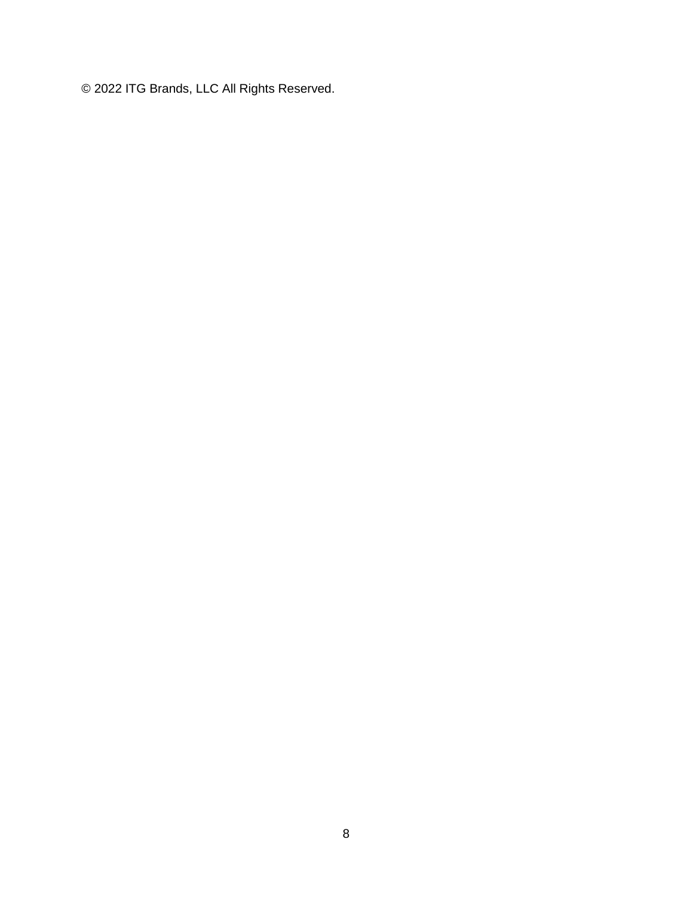© 2022 ITG Brands, LLC All Rights Reserved.